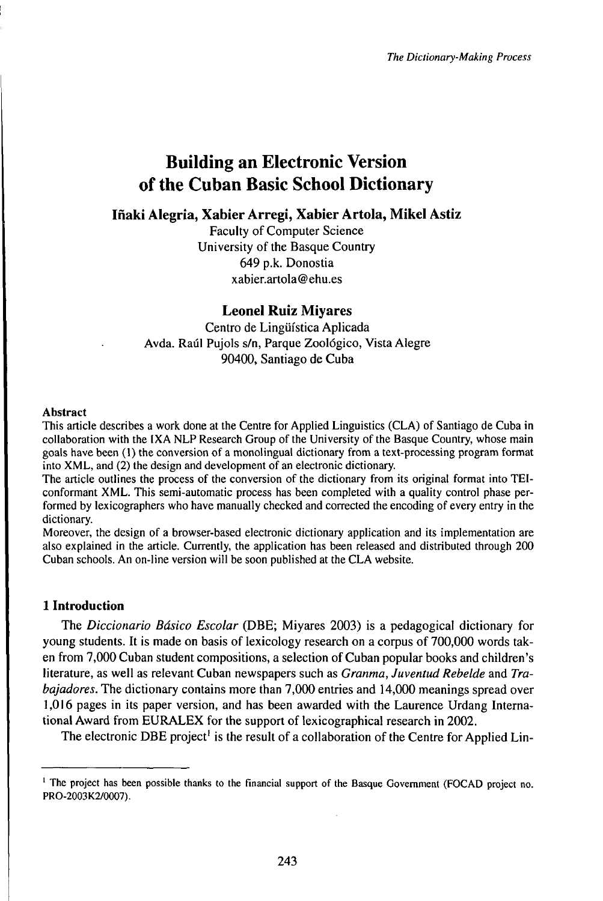# Building an Electronic Version of the Cuban Basic School Dictionary

**Iñaki Alegria, Xabier Arregi, Xabier Artola, Mikel Astiz**

Faculty of Computer Science
University of the Basque Country
649 p.k. Donostia
xabier.artola@ehu.es

**Leonel Ruiz Miyares**

Centro de Lingüística Aplicada
Avda. Raúl Pujols s/n, Parque Zoológico, Vista Alegre
90400, Santiago de Cuba

#### Abstract

This article describes a work done at the Centre for Applied Linguistics (CLA) of Santiago de Cuba in collaboration with the IXA NLP Research Group of the University of the Basque Country, whose main goals have been (1) the conversion of a monolingual dictionary from a text-processing program format into XML, and (2) the design and development of an electronic dictionary.

The article outlines the process of the conversion of the dictionary from its original format into TEI-conformant XML. This semi-automatic process has been completed with a quality control phase performed by lexicographers who have manually checked and corrected the encoding of every entry in the dictionary.

Moreover, the design of a browser-based electronic dictionary application and its implementation are also explained in the article. Currently, the application has been released and distributed through 200 Cuban schools. An on-line version will be soon published at the CLA website.

## 1 Introduction

The *Diccionario Básico Escolar* (DBE; Miyares 2003) is a pedagogical dictionary for young students. It is made on basis of lexicology research on a corpus of 700,000 words taken from 7,000 Cuban student compositions, a selection of Cuban popular books and children's literature, as well as relevant Cuban newspapers such as *Granma*, *Juventud Rebelde* and *Trabajadores*. The dictionary contains more than 7,000 entries and 14,000 meanings spread over 1,016 pages in its paper version, and has been awarded with the Laurence Urdang International Award from EURALEX for the support of lexicographical research in 2002.

The electronic DBE project[1] is the result of a collaboration of the Centre for Applied Lin-

[1] The project has been possible thanks to the financial support of the Basque Government (FOCAD project no. PRO-2003K2/0007).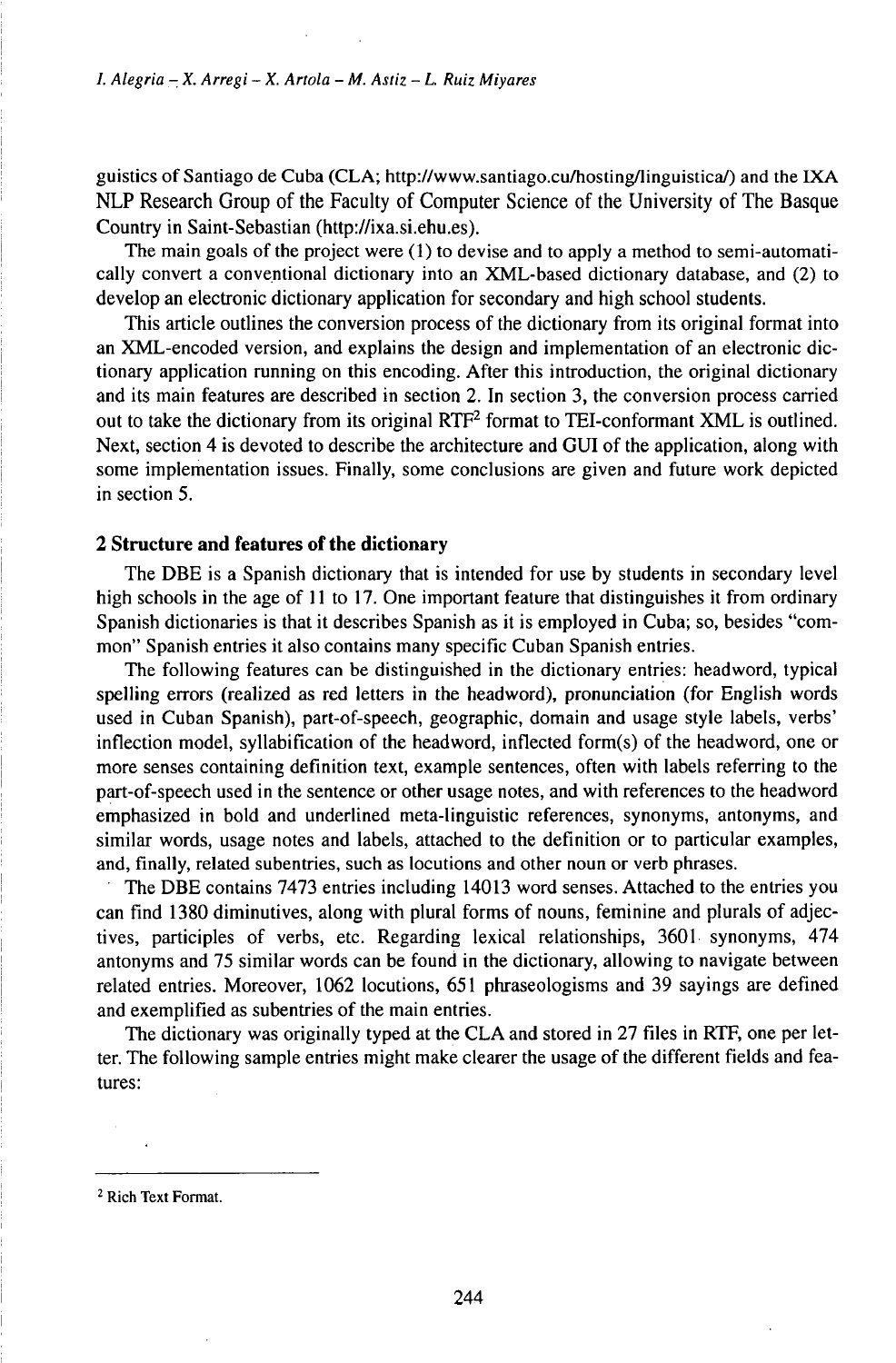guistics of Santiago de Cuba (CLA; http://www.santiago.cu/hosting/linguistica/) and the IXA NLP Research Group of the Faculty of Computer Science of the University of The Basque Country in Saint-Sebastian (http://ixa.si.ehu.es).

The main goals of the project were (1) to devise and to apply a method to semi-automatically convert a conventional dictionary into an XML-based dictionary database, and (2) to develop an electronic dictionary application for secondary and high school students.

This article outlines the conversion process of the dictionary from its original format into an XML-encoded version, and explains the design and implementation of an electronic dictionary application running on this encoding. After this introduction, the original dictionary and its main features are described in section 2. In section 3, the conversion process carried out to take the dictionary from its original RTF[2] format to TEI-conformant XML is outlined. Next, section 4 is devoted to describe the architecture and GUI of the application, along with some implementation issues. Finally, some conclusions are given and future work depicted in section 5.

## 2 Structure and features of the dictionary

The DBE is a Spanish dictionary that is intended for use by students in secondary level high schools in the age of 11 to 17. One important feature that distinguishes it from ordinary Spanish dictionaries is that it describes Spanish as it is employed in Cuba; so, besides "common" Spanish entries it also contains many specific Cuban Spanish entries.

The following features can be distinguished in the dictionary entries: headword, typical spelling errors (realized as red letters in the headword), pronunciation (for English words used in Cuban Spanish), part-of-speech, geographic, domain and usage style labels, verbs' inflection model, syllabification of the headword, inflected form(s) of the headword, one or more senses containing definition text, example sentences, often with labels referring to the part-of-speech used in the sentence or other usage notes, and with references to the headword emphasized in bold and underlined meta-linguistic references, synonyms, antonyms, and similar words, usage notes and labels, attached to the definition or to particular examples, and, finally, related subentries, such as locutions and other noun or verb phrases.

The DBE contains 7473 entries including 14013 word senses. Attached to the entries you can find 1380 diminutives, along with plural forms of nouns, feminine and plurals of adjectives, participles of verbs, etc. Regarding lexical relationships, 3601 synonyms, 474 antonyms and 75 similar words can be found in the dictionary, allowing to navigate between related entries. Moreover, 1062 locutions, 651 phraseologisms and 39 sayings are defined and exemplified as subentries of the main entries.

The dictionary was originally typed at the CLA and stored in 27 files in RTF, one per letter. The following sample entries might make clearer the usage of the different fields and features:

[2] Rich Text Format.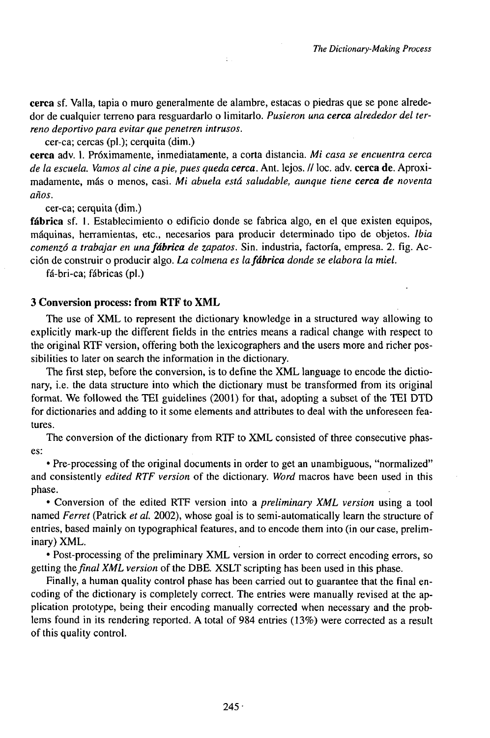**cerca** sf. Valla, tapia o muro generalmente de alambre, estacas o piedras que se pone alrededor de cualquier terreno para resguardarlo o limitarlo. *Pusieron una **cerca** alrededor del terreno deportivo para evitar que penetren intrusos.*

cer-ca; cercas (pl.); cerquita (dim.)

**cerca** adv. 1. Próximamente, inmediatamente, a corta distancia. *Mi casa se encuentra cerca de la escuela. Vamos al cine a pie, pues queda **cerca**.* Ant. lejos. // loc. adv. **cerca de**. Aproximadamente, más o menos, casi. *Mi abuela está saludable, aunque tiene **cerca de** noventa años.*

cer-ca; cerquita (dim.)

**fábrica** sf. 1. Establecimiento o edificio donde se fabrica algo, en el que existen equipos, máquinas, herramientas, etc., necesarios para producir determinado tipo de objetos. *Ibia comenzó a trabajar en una **fábrica** de zapatos.* Sin. industria, factoría, empresa. 2. fig. Acción de construir o producir algo. *La colmena es la **fábrica** donde se elabora la miel.*

fá-bri-ca; fábricas (pl.)

## 3 Conversion process: from RTF to XML

The use of XML to represent the dictionary knowledge in a structured way allowing to explicitly mark-up the different fields in the entries means a radical change with respect to the original RTF version, offering both the lexicographers and the users more and richer possibilities to later on search the information in the dictionary.

The first step, before the conversion, is to define the XML language to encode the dictionary, i.e. the data structure into which the dictionary must be transformed from its original format. We followed the TEI guidelines (2001) for that, adopting a subset of the TEI DTD for dictionaries and adding to it some elements and attributes to deal with the unforeseen features.

The conversion of the dictionary from RTF to XML consisted of three consecutive phases:

- Pre-processing of the original documents in order to get an unambiguous, "normalized" and consistently *edited RTF version* of the dictionary. *Word* macros have been used in this phase.
- Conversion of the edited RTF version into a *preliminary XML version* using a tool named *Ferret* (Patrick *et al.* 2002), whose goal is to semi-automatically learn the structure of entries, based mainly on typographical features, and to encode them into (in our case, preliminary) XML.
- Post-processing of the preliminary XML version in order to correct encoding errors, so getting the *final XML version* of the DBE. XSLT scripting has been used in this phase.

Finally, a human quality control phase has been carried out to guarantee that the final encoding of the dictionary is completely correct. The entries were manually revised at the application prototype, being their encoding manually corrected when necessary and the problems found in its rendering reported. A total of 984 entries (13%) were corrected as a result of this quality control.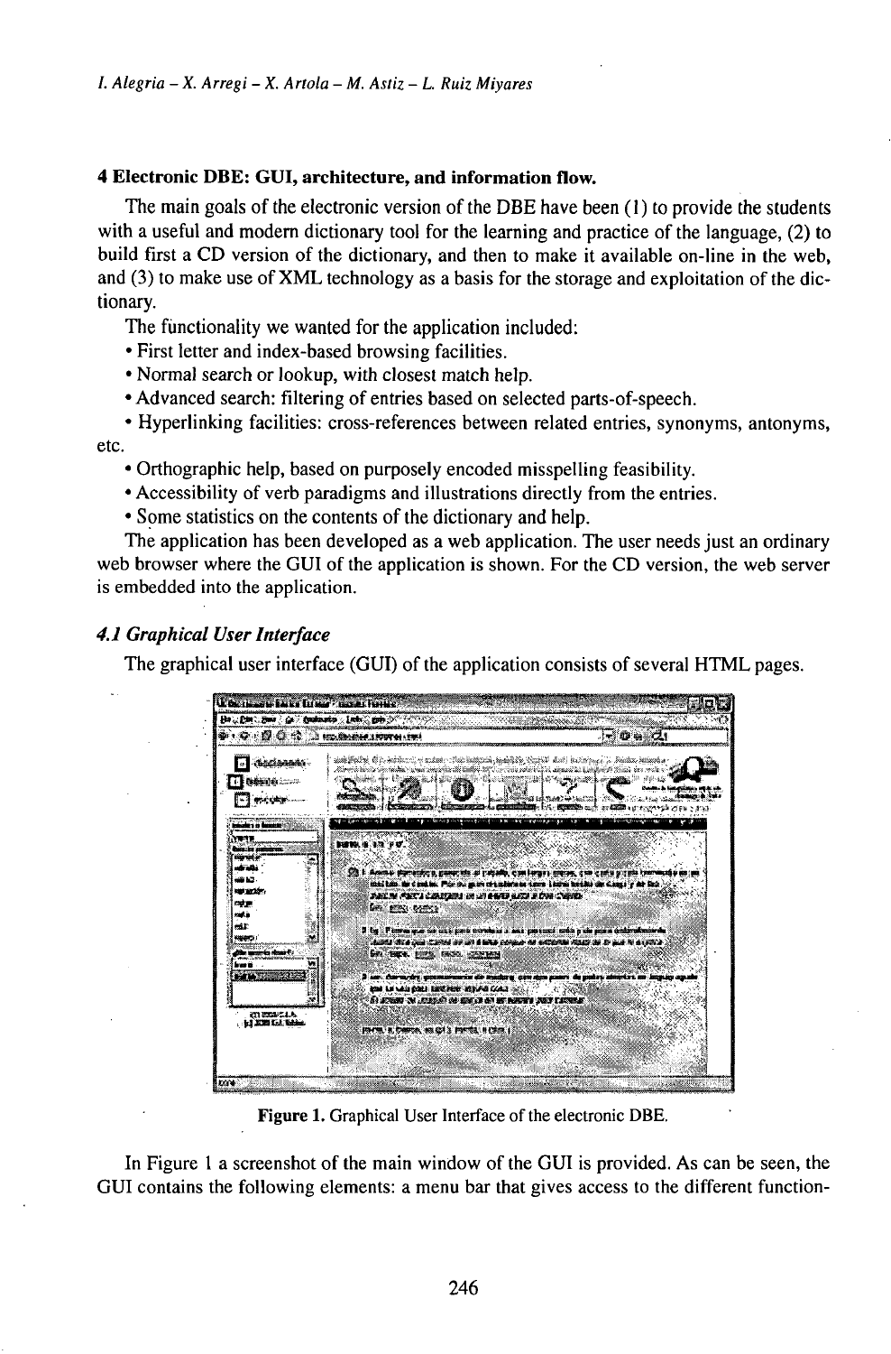## 4 Electronic DBE: GUI, architecture, and information flow.

The main goals of the electronic version of the DBE have been (1) to provide the students with a useful and modern dictionary tool for the learning and practice of the language, (2) to build first a CD version of the dictionary, and then to make it available on-line in the web, and (3) to make use of XML technology as a basis for the storage and exploitation of the dictionary.

The functionality we wanted for the application included:

- First letter and index-based browsing facilities.
- Normal search or lookup, with closest match help.
- Advanced search: filtering of entries based on selected parts-of-speech.
- Hyperlinking facilities: cross-references between related entries, synonyms, antonyms, etc.
- Orthographic help, based on purposely encoded misspelling feasibility.
- Accessibility of verb paradigms and illustrations directly from the entries.
- Some statistics on the contents of the dictionary and help.

The application has been developed as a web application. The user needs just an ordinary web browser where the GUI of the application is shown. For the CD version, the web server is embedded into the application.

### *4.1 Graphical User Interface*

The graphical user interface (GUI) of the application consists of several HTML pages.

**Figure 1.** Graphical User Interface of the electronic DBE.

In Figure 1 a screenshot of the main window of the GUI is provided. As can be seen, the GUI contains the following elements: a menu bar that gives access to the different function-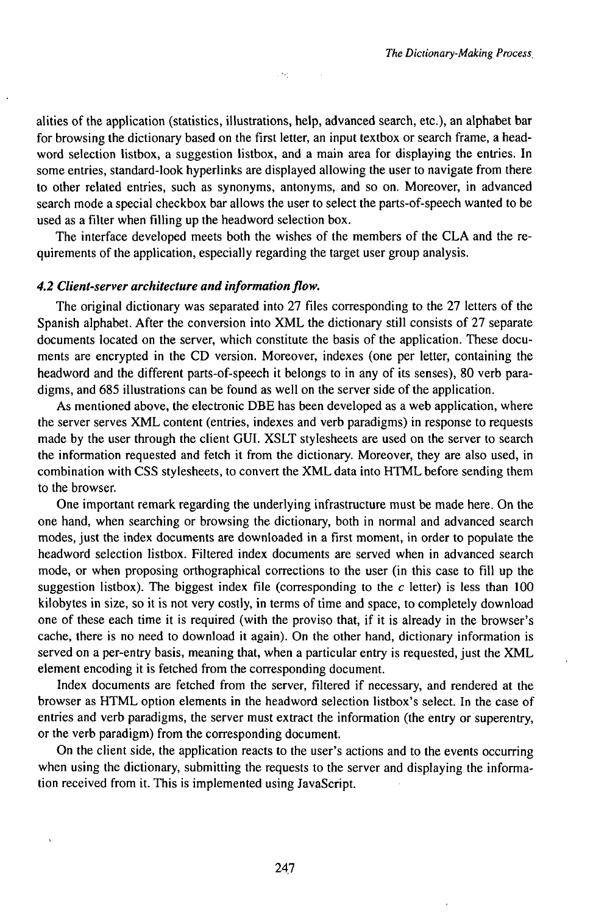alities of the application (statistics, illustrations, help, advanced search, etc.), an alphabet bar for browsing the dictionary based on the first letter, an input textbox or search frame, a headword selection listbox, a suggestion listbox, and a main area for displaying the entries. In some entries, standard-look hyperlinks are displayed allowing the user to navigate from there to other related entries, such as synonyms, antonyms, and so on. Moreover, in advanced search mode a special checkbox bar allows the user to select the parts-of-speech wanted to be used as a filter when filling up the headword selection box.

The interface developed meets both the wishes of the members of the CLA and the requirements of the application, especially regarding the target user group analysis.

#### *4.2 Client-server architecture and information flow.*

The original dictionary was separated into 27 files corresponding to the 27 letters of the Spanish alphabet. After the conversion into XML the dictionary still consists of 27 separate documents located on the server, which constitute the basis of the application. These documents are encrypted in the CD version. Moreover, indexes (one per letter, containing the headword and the different parts-of-speech it belongs to in any of its senses), 80 verb paradigms, and 685 illustrations can be found as well on the server side of the application.

As mentioned above, the electronic DBE has been developed as a web application, where the server serves XML content (entries, indexes and verb paradigms) in response to requests made by the user through the client GUI. XSLT stylesheets are used on the server to search the information requested and fetch it from the dictionary. Moreover, they are also used, in combination with CSS stylesheets, to convert the XML data into HTML before sending them to the browser.

One important remark regarding the underlying infrastructure must be made here. On the one hand, when searching or browsing the dictionary, both in normal and advanced search modes, just the index documents are downloaded in a first moment, in order to populate the headword selection listbox. Filtered index documents are served when in advanced search mode, or when proposing orthographical corrections to the user (in this case to fill up the suggestion listbox). The biggest index file (corresponding to the *c* letter) is less than 100 kilobytes in size, so it is not very costly, in terms of time and space, to completely download one of these each time it is required (with the proviso that, if it is already in the browser's cache, there is no need to download it again). On the other hand, dictionary information is served on a per-entry basis, meaning that, when a particular entry is requested, just the XML element encoding it is fetched from the corresponding document.

Index documents are fetched from the server, filtered if necessary, and rendered at the browser as HTML option elements in the headword selection listbox's select. In the case of entries and verb paradigms, the server must extract the information (the entry or superentry, or the verb paradigm) from the corresponding document.

On the client side, the application reacts to the user's actions and to the events occurring when using the dictionary, submitting the requests to the server and displaying the information received from it. This is implemented using JavaScript.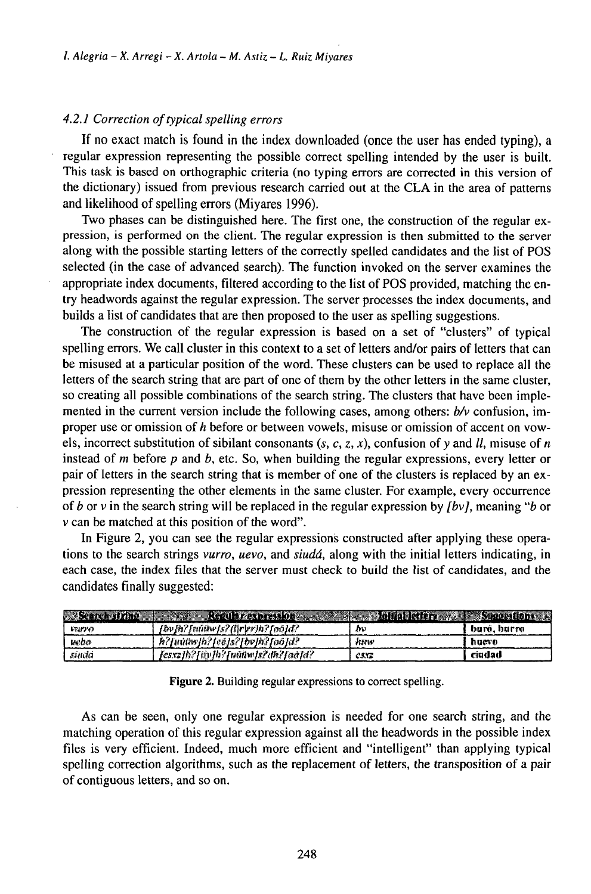### 4.2.1 Correction of typical spelling errors

If no exact match is found in the index downloaded (once the user has ended typing), a regular expression representing the possible correct spelling intended by the user is built. This task is based on orthographic criteria (no typing errors are corrected in this version of the dictionary) issued from previous research carried out at the CLA in the area of patterns and likelihood of spelling errors (Miyares 1996).

Two phases can be distinguished here. The first one, the construction of the regular expression, is performed on the client. The regular expression is then submitted to the server along with the possible starting letters of the correctly spelled candidates and the list of POS selected (in the case of advanced search). The function invoked on the server examines the appropriate index documents, filtered according to the list of POS provided, matching the entry headwords against the regular expression. The server processes the index documents, and builds a list of candidates that are then proposed to the user as spelling suggestions.

The construction of the regular expression is based on a set of "clusters" of typical spelling errors. We call cluster in this context to a set of letters and/or pairs of letters that can be misused at a particular position of the word. These clusters can be used to replace all the letters of the search string that are part of one of them by the other letters in the same cluster, so creating all possible combinations of the search string. The clusters that have been implemented in the current version include the following cases, among others: *b/v* confusion, improper use or omission of *h* before or between vowels, misuse or omission of accent on vowels, incorrect substitution of sibilant consonants (*s, c, z, x*), confusion of *y* and *ll*, misuse of *n* instead of *m* before *p* and *b*, etc. So, when building the regular expressions, every letter or pair of letters in the search string that is member of one of the clusters is replaced by an expression representing the other elements in the same cluster. For example, every occurrence of *b* or *v* in the search string will be replaced in the regular expression by *[bv]*, meaning "*b* or *v* can be matched at this position of the word".

In Figure 2, you can see the regular expressions constructed after applying these operations to the search strings *vurro, uevo*, and *siudá*, along with the initial letters indicating, in each case, the index files that the server must check to build the list of candidates, and the candidates finally suggested:

| Search string | Regular expression | Initial letters | Suggestions |
|---|---|---|---|
| *vurro* | *[bv]h?[uúüw]s?(l\|r\|rr)h?[oó]d?* | *bv* | buró, burro |
| *uebo* | *h?[uúüw]h?[eé]s?[bv]h?[oó]d?* | *huw* | huevo |
| *siudá* | *[csxz]h?[iíy]h?[uúüw]s?dh?[aá]d?* | *csxz* | ciudad |

**Figure 2.** Building regular expressions to correct spelling.

As can be seen, only one regular expression is needed for one search string, and the matching operation of this regular expression against all the headwords in the possible index files is very efficient. Indeed, much more efficient and "intelligent" than applying typical spelling correction algorithms, such as the replacement of letters, the transposition of a pair of contiguous letters, and so on.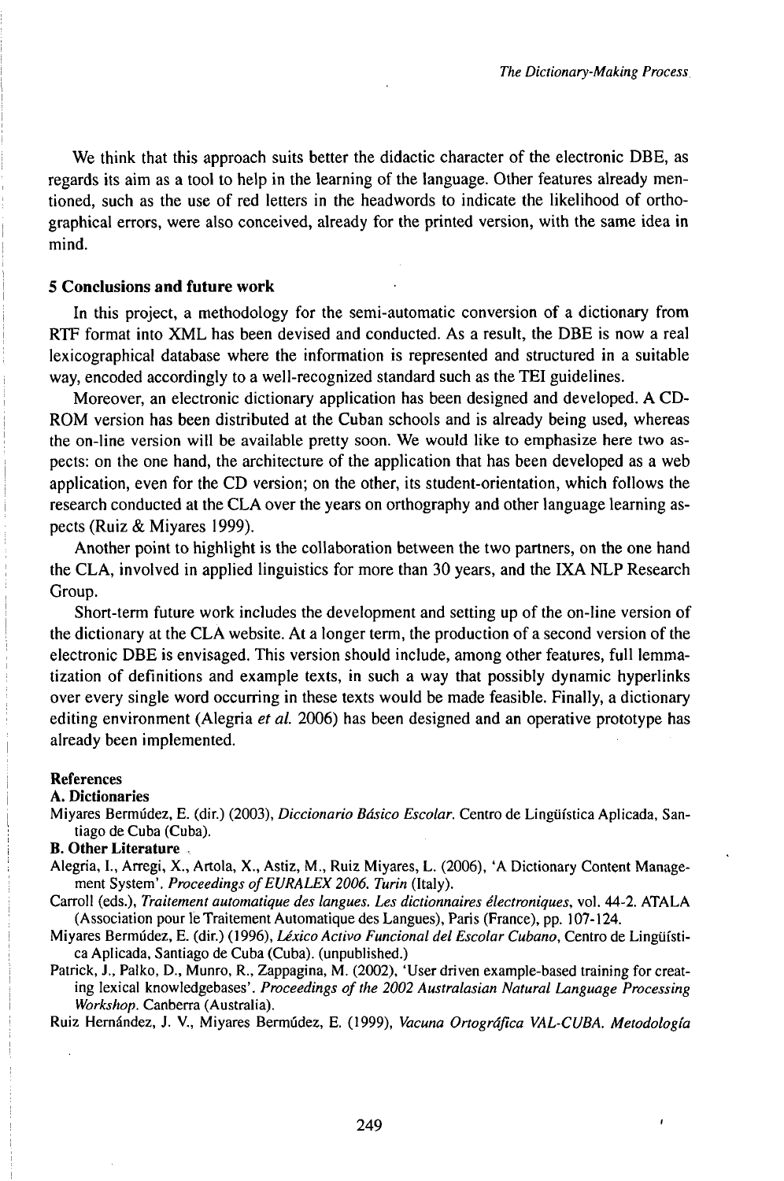We think that this approach suits better the didactic character of the electronic DBE, as regards its aim as a tool to help in the learning of the language. Other features already mentioned, such as the use of red letters in the headwords to indicate the likelihood of orthographical errors, were also conceived, already for the printed version, with the same idea in mind.

## 5 Conclusions and future work

In this project, a methodology for the semi-automatic conversion of a dictionary from RTF format into XML has been devised and conducted. As a result, the DBE is now a real lexicographical database where the information is represented and structured in a suitable way, encoded accordingly to a well-recognized standard such as the TEI guidelines.

Moreover, an electronic dictionary application has been designed and developed. A CD-ROM version has been distributed at the Cuban schools and is already being used, whereas the on-line version will be available pretty soon. We would like to emphasize here two aspects: on the one hand, the architecture of the application that has been developed as a web application, even for the CD version; on the other, its student-orientation, which follows the research conducted at the CLA over the years on orthography and other language learning aspects (Ruiz & Miyares 1999).

Another point to highlight is the collaboration between the two partners, on the one hand the CLA, involved in applied linguistics for more than 30 years, and the IXA NLP Research Group.

Short-term future work includes the development and setting up of the on-line version of the dictionary at the CLA website. At a longer term, the production of a second version of the electronic DBE is envisaged. This version should include, among other features, full lemmatization of definitions and example texts, in such a way that possibly dynamic hyperlinks over every single word occurring in these texts would be made feasible. Finally, a dictionary editing environment (Alegria *et al.* 2006) has been designed and an operative prototype has already been implemented.

## References

### A. Dictionaries

Miyares Bermúdez, E. (dir.) (2003), *Diccionario Básico Escolar*. Centro de Lingüística Aplicada, Santiago de Cuba (Cuba).

### B. Other Literature

Alegria, I., Arregi, X., Artola, X., Astiz, M., Ruiz Miyares, L. (2006), 'A Dictionary Content Management System'. *Proceedings of EURALEX 2006. Turin* (Italy).

Carroll (eds.), *Traitement automatique des langues. Les dictionnaires électroniques*, vol. 44-2. ATALA (Association pour le Traitement Automatique des Langues), Paris (France), pp. 107-124.

Miyares Bermúdez, E. (dir.) (1996), *Léxico Activo Funcional del Escolar Cubano*, Centro de Lingüística Aplicada, Santiago de Cuba (Cuba). (unpublished.)

Patrick, J., Palko, D., Munro, R., Zappagina, M. (2002), 'User driven example-based training for creating lexical knowledgebases'. *Proceedings of the 2002 Australasian Natural Language Processing Workshop*. Canberra (Australia).

Ruiz Hernández, J. V., Miyares Bermúdez, E. (1999), *Vacuna Ortográfica VAL-CUBA. Metodología*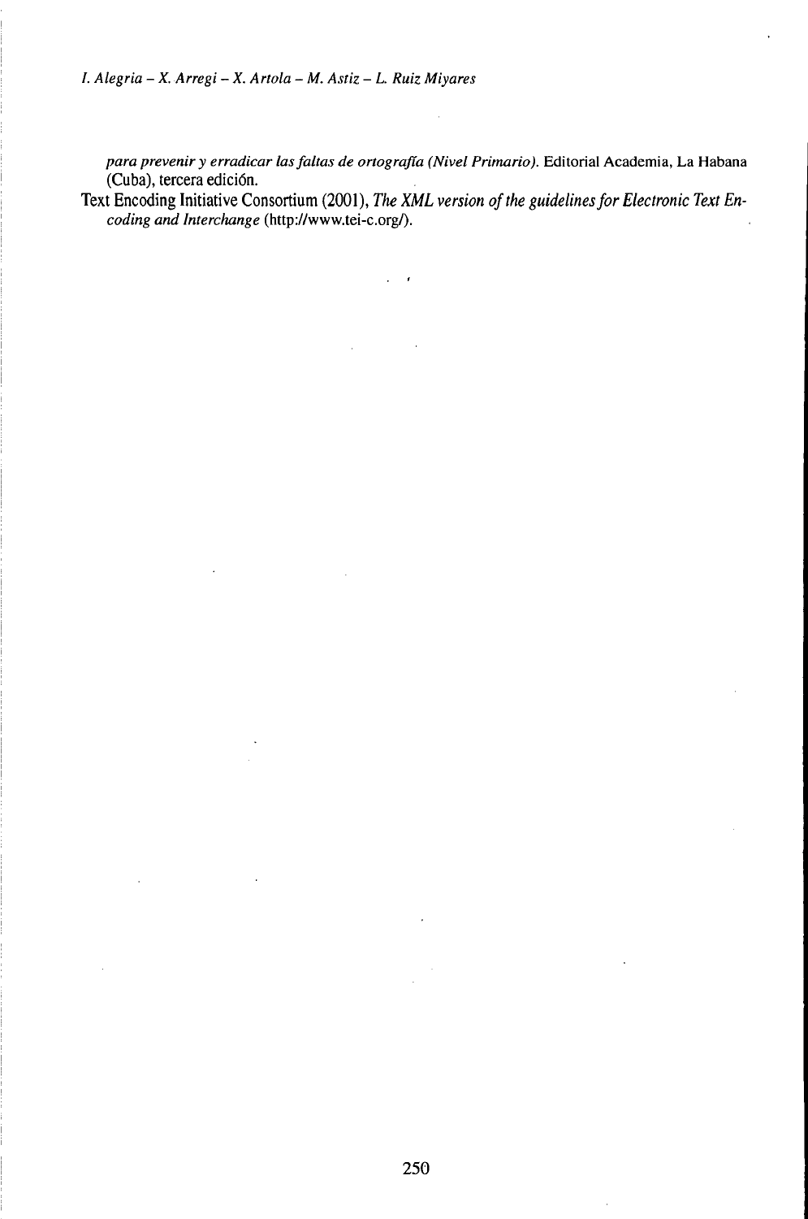*para prevenir y erradicar las faltas de ortografía (Nivel Primario).* Editorial Academia, La Habana (Cuba), tercera edición.

Text Encoding Initiative Consortium (2001), *The XML version of the guidelines for Electronic Text Encoding and Interchange* (http://www.tei-c.org/).